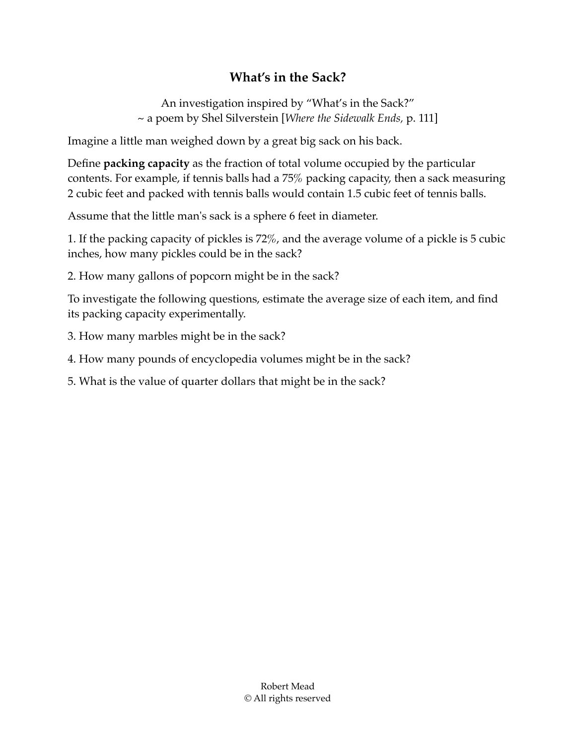# What's in the Sack?

An investigation inspired by "What's in the Sack?"
~ a poem by Shel Silverstein [*Where the Sidewalk Ends,* p. 111]

Imagine a little man weighed down by a great big sack on his back.

Define **packing capacity** as the fraction of total volume occupied by the particular contents. For example, if tennis balls had a 75% packing capacity, then a sack measuring 2 cubic feet and packed with tennis balls would contain 1.5 cubic feet of tennis balls.

Assume that the little man's sack is a sphere 6 feet in diameter.

1. If the packing capacity of pickles is 72%, and the average volume of a pickle is 5 cubic inches, how many pickles could be in the sack?

2. How many gallons of popcorn might be in the sack?

To investigate the following questions, estimate the average size of each item, and find its packing capacity experimentally.

3. How many marbles might be in the sack?

4. How many pounds of encyclopedia volumes might be in the sack?

5. What is the value of quarter dollars that might be in the sack?

Robert Mead
© All rights reserved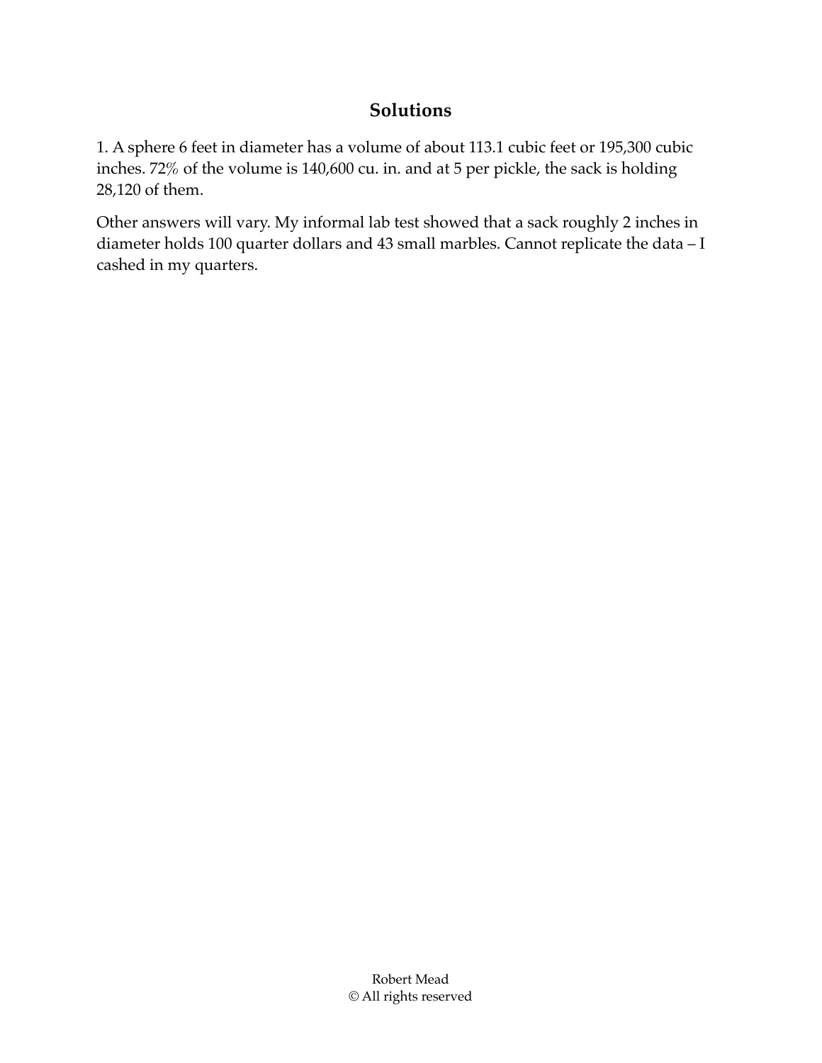## Solutions

1. A sphere 6 feet in diameter has a volume of about 113.1 cubic feet or 195,300 cubic inches. 72% of the volume is 140,600 cu. in. and at 5 per pickle, the sack is holding 28,120 of them.

Other answers will vary. My informal lab test showed that a sack roughly 2 inches in diameter holds 100 quarter dollars and 43 small marbles. Cannot replicate the data – I cashed in my quarters.

Robert Mead
© All rights reserved